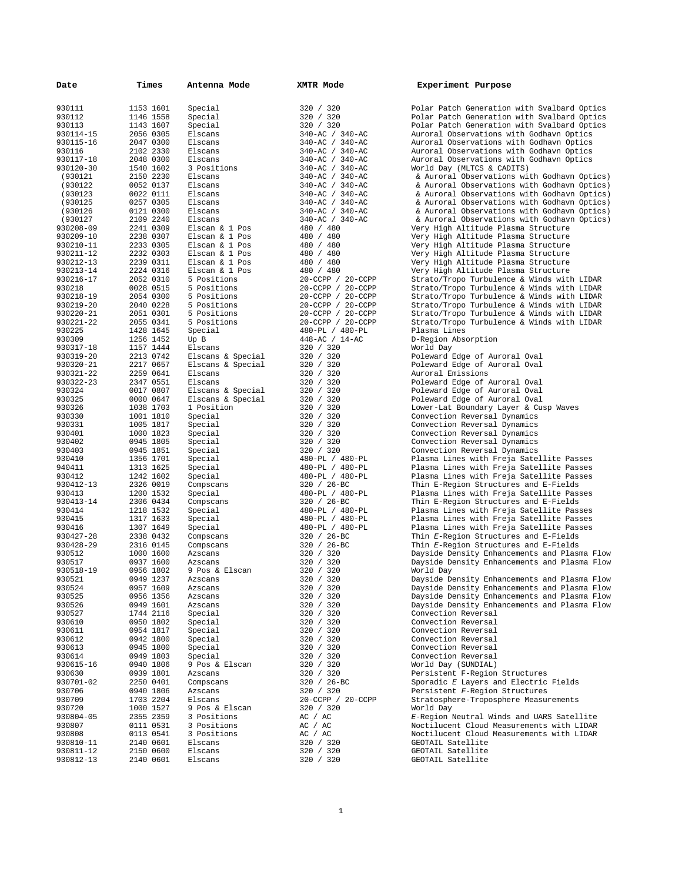| Date | Times | Antenna Mode | XMTR Mode | Experiment Purpose |
| --- | --- | --- | --- | --- |
| 930111 | 1153 1601 | Special | 320 / 320 | Polar Patch Generation with Svalbard Optics |
| 930112 | 1146 1558 | Special | 320 / 320 | Polar Patch Generation with Svalbard Optics |
| 930113 | 1143 1607 | Special | 320 / 320 | Polar Patch Generation with Svalbard Optics |
| 930114-15 | 2056 0305 | Elscans | 340-AC / 340-AC | Auroral Observations with Godhavn Optics |
| 930115-16 | 2047 0300 | Elscans | 340-AC / 340-AC | Auroral Observations with Godhavn Optics |
| 930116 | 2102 2330 | Elscans | 340-AC / 340-AC | Auroral Observations with Godhavn Optics |
| 930117-18 | 2048 0300 | Elscans | 340-AC / 340-AC | Auroral Observations with Godhavn Optics |
| 930120-30 | 1540 1602 | 3 Positions | 340-AC / 340-AC | World Day (MLTCS & CADITS) |
| (930121 | 2150 2230 | Elscans | 340-AC / 340-AC | & Auroral Observations with Godhavn Optics) |
| (930122 | 0052 0137 | Elscans | 340-AC / 340-AC | & Auroral Observations with Godhavn Optics) |
| (930123 | 0022 0111 | Elscans | 340-AC / 340-AC | & Auroral Observations with Godhavn Optics) |
| (930125 | 0257 0305 | Elscans | 340-AC / 340-AC | & Auroral Observations with Godhavn Optics) |
| (930126 | 0121 0300 | Elscans | 340-AC / 340-AC | & Auroral Observations with Godhavn Optics) |
| (930127 | 2109 2240 | Elscans | 340-AC / 340-AC | & Auroral Observations with Godhavn Optics) |
| 930208-09 | 2241 0309 | Elscan & 1 Pos | 480 / 480 | Very High Altitude Plasma Structure |
| 930209-10 | 2238 0307 | Elscan & 1 Pos | 480 / 480 | Very High Altitude Plasma Structure |
| 930210-11 | 2233 0305 | Elscan & 1 Pos | 480 / 480 | Very High Altitude Plasma Structure |
| 930211-12 | 2232 0303 | Elscan & 1 Pos | 480 / 480 | Very High Altitude Plasma Structure |
| 930212-13 | 2239 0311 | Elscan & 1 Pos | 480 / 480 | Very High Altitude Plasma Structure |
| 930213-14 | 2224 0316 | Elscan & 1 Pos | 480 / 480 | Very High Altitude Plasma Structure |
| 930216-17 | 2052 0310 | 5 Positions | 20-CCPP / 20-CCPP | Strato/Tropo Turbulence & Winds with LIDAR |
| 930218 | 0028 0515 | 5 Positions | 20-CCPP / 20-CCPP | Strato/Tropo Turbulence & Winds with LIDAR |
| 930218-19 | 2054 0300 | 5 Positions | 20-CCPP / 20-CCPP | Strato/Tropo Turbulence & Winds with LIDAR |
| 930219-20 | 2040 0228 | 5 Positions | 20-CCPP / 20-CCPP | Strato/Tropo Turbulence & Winds with LIDAR |
| 930220-21 | 2051 0301 | 5 Positions | 20-CCPP / 20-CCPP | Strato/Tropo Turbulence & Winds with LIDAR |
| 930221-22 | 2055 0341 | 5 Positions | 20-CCPP / 20-CCPP | Strato/Tropo Turbulence & Winds with LIDAR |
| 930225 | 1428 1645 | Special | 480-PL / 480-PL | Plasma Lines |
| 930309 | 1256 1452 | Up B | 448-AC / 14-AC | D-Region Absorption |
| 930317-18 | 1157 1444 | Elscans | 320 / 320 | World Day |
| 930319-20 | 2213 0742 | Elscans & Special | 320 / 320 | Poleward Edge of Auroral Oval |
| 930320-21 | 2217 0657 | Elscans & Special | 320 / 320 | Poleward Edge of Auroral Oval |
| 930321-22 | 2259 0641 | Elscans | 320 / 320 | Auroral Emissions |
| 930322-23 | 2347 0551 | Elscans | 320 / 320 | Poleward Edge of Auroral Oval |
| 930324 | 0017 0807 | Elscans & Special | 320 / 320 | Poleward Edge of Auroral Oval |
| 930325 | 0000 0647 | Elscans & Special | 320 / 320 | Poleward Edge of Auroral Oval |
| 930326 | 1038 1703 | 1 Position | 320 / 320 | Lower-Lat Boundary Layer & Cusp Waves |
| 930330 | 1001 1810 | Special | 320 / 320 | Convection Reversal Dynamics |
| 930331 | 1005 1817 | Special | 320 / 320 | Convection Reversal Dynamics |
| 930401 | 1000 1823 | Special | 320 / 320 | Convection Reversal Dynamics |
| 930402 | 0945 1805 | Special | 320 / 320 | Convection Reversal Dynamics |
| 930403 | 0945 1851 | Special | 320 / 320 | Convection Reversal Dynamics |
| 930410 | 1356 1701 | Special | 480-PL / 480-PL | Plasma Lines with Freja Satellite Passes |
| 940411 | 1313 1625 | Special | 480-PL / 480-PL | Plasma Lines with Freja Satellite Passes |
| 930412 | 1242 1602 | Special | 480-PL / 480-PL | Plasma Lines with Freja Satellite Passes |
| 930412-13 | 2326 0019 | Compscans | 320 / 26-BC | Thin E-Region Structures and E-Fields |
| 930413 | 1200 1532 | Special | 480-PL / 480-PL | Plasma Lines with Freja Satellite Passes |
| 930413-14 | 2306 0434 | Compscans | 320 / 26-BC | Thin E-Region Structures and E-Fields |
| 930414 | 1218 1532 | Special | 480-PL / 480-PL | Plasma Lines with Freja Satellite Passes |
| 930415 | 1317 1633 | Special | 480-PL / 480-PL | Plasma Lines with Freja Satellite Passes |
| 930416 | 1307 1649 | Special | 480-PL / 480-PL | Plasma Lines with Freja Satellite Passes |
| 930427-28 | 2338 0432 | Compscans | 320 / 26-BC | Thin *E*-Region Structures and E-Fields |
| 930428-29 | 2316 0145 | Compscans | 320 / 26-BC | Thin *E*-Region Structures and E-Fields |
| 930512 | 1000 1600 | Azscans | 320 / 320 | Dayside Density Enhancements and Plasma Flow |
| 930517 | 0937 1600 | Azscans | 320 / 320 | Dayside Density Enhancements and Plasma Flow |
| 930518-19 | 0956 1802 | 9 Pos & Elscan | 320 / 320 | World Day |
| 930521 | 0949 1237 | Azscans | 320 / 320 | Dayside Density Enhancements and Plasma Flow |
| 930524 | 0957 1609 | Azscans | 320 / 320 | Dayside Density Enhancements and Plasma Flow |
| 930525 | 0956 1356 | Azscans | 320 / 320 | Dayside Density Enhancements and Plasma Flow |
| 930526 | 0949 1601 | Azscans | 320 / 320 | Dayside Density Enhancements and Plasma Flow |
| 930527 | 1744 2116 | Special | 320 / 320 | Convection Reversal |
| 930610 | 0950 1802 | Special | 320 / 320 | Convection Reversal |
| 930611 | 0954 1817 | Special | 320 / 320 | Convection Reversal |
| 930612 | 0942 1800 | Special | 320 / 320 | Convection Reversal |
| 930613 | 0945 1800 | Special | 320 / 320 | Convection Reversal |
| 930614 | 0949 1803 | Special | 320 / 320 | Convection Reversal |
| 930615-16 | 0940 1806 | 9 Pos & Elscan | 320 / 320 | World Day (SUNDIAL) |
| 930630 | 0939 1801 | Azscans | 320 / 320 | Persistent F-Region Structures |
| 930701-02 | 2250 0401 | Compscans | 320 / 26-BC | Sporadic *E* Layers and Electric Fields |
| 930706 | 0940 1806 | Azscans | 320 / 320 | Persistent *F*-Region Structures |
| 930709 | 1703 2204 | Elscans | 20-CCPP / 20-CCPP | Stratosphere-Troposphere Measurements |
| 930720 | 1000 1527 | 9 Pos & Elscan | 320 / 320 | World Day |
| 930804-05 | 2355 2359 | 3 Positions | AC / AC | *E*-Region Neutral Winds and UARS Satellite |
| 930807 | 0111 0531 | 3 Positions | AC / AC | Noctilucent Cloud Measurements with LIDAR |
| 930808 | 0113 0541 | 3 Positions | AC / AC | Noctilucent Cloud Measurements with LIDAR |
| 930810-11 | 2140 0601 | Elscans | 320 / 320 | GEOTAIL Satellite |
| 930811-12 | 2150 0600 | Elscans | 320 / 320 | GEOTAIL Satellite |
| 930812-13 | 2140 0601 | Elscans | 320 / 320 | GEOTAIL Satellite |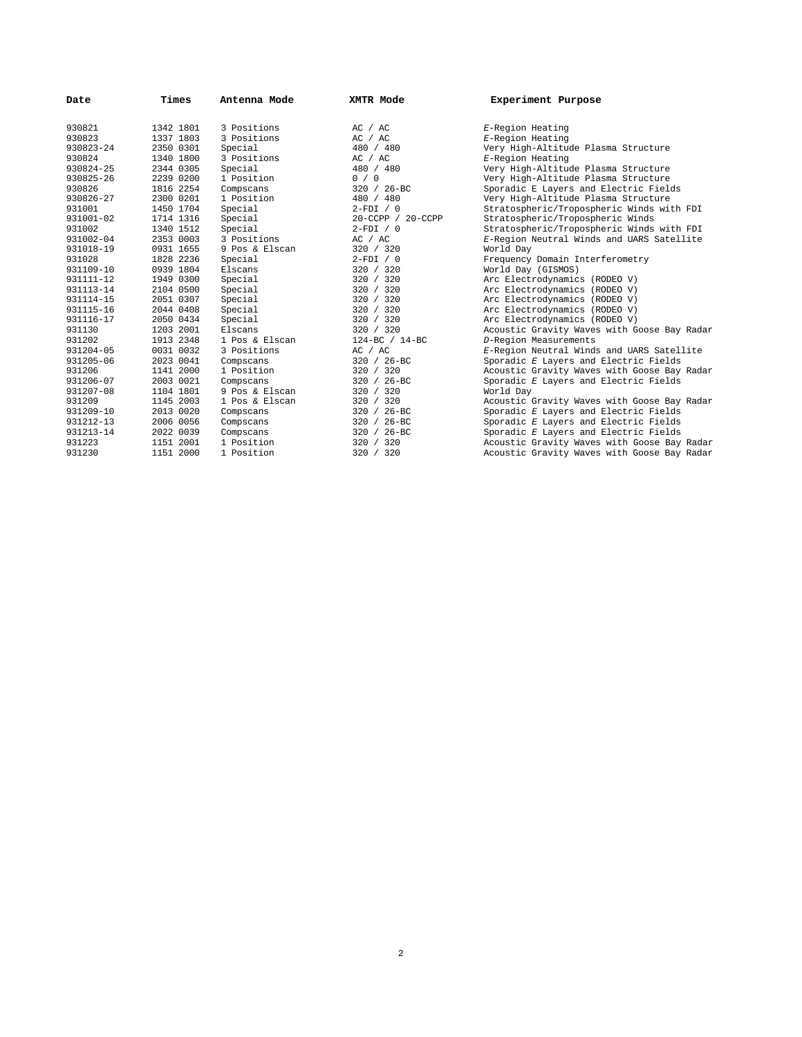| Date | Times | Antenna Mode | XMTR Mode | Experiment Purpose |
|---|---|---|---|---|
| 930821 | 1342 1801 | 3 Positions | AC / AC | *E*-Region Heating |
| 930823 | 1337 1803 | 3 Positions | AC / AC | *E*-Region Heating |
| 930823-24 | 2350 0301 | Special | 480 / 480 | Very High-Altitude Plasma Structure |
| 930824 | 1340 1800 | 3 Positions | AC / AC | *E*-Region Heating |
| 930824-25 | 2344 0305 | Special | 480 / 480 | Very High-Altitude Plasma Structure |
| 930825-26 | 2239 0200 | 1 Position | 0 / 0 | Very High-Altitude Plasma Structure |
| 930826 | 1816 2254 | Compscans | 320 / 26-BC | Sporadic E Layers and Electric Fields |
| 930826-27 | 2300 0201 | 1 Position | 480 / 480 | Very High-Altitude Plasma Structure |
| 931001 | 1450 1704 | Special | 2-FDI / 0 | Stratospheric/Tropospheric Winds with FDI |
| 931001-02 | 1714 1316 | Special | 20-CCPP / 20-CCPP | Stratospheric/Tropospheric Winds |
| 931002 | 1340 1512 | Special | 2-FDI / 0 | Stratospheric/Tropospheric Winds with FDI |
| 931002-04 | 2353 0003 | 3 Positions | AC / AC | *E*-Region Neutral Winds and UARS Satellite |
| 931018-19 | 0931 1655 | 9 Pos & Elscan | 320 / 320 | World Day |
| 931028 | 1828 2236 | Special | 2-FDI / 0 | Frequency Domain Interferometry |
| 931109-10 | 0939 1804 | Elscans | 320 / 320 | World Day (GISMOS) |
| 931111-12 | 1949 0300 | Special | 320 / 320 | Arc Electrodynamics (RODEO V) |
| 931113-14 | 2104 0500 | Special | 320 / 320 | Arc Electrodynamics (RODEO V) |
| 931114-15 | 2051 0307 | Special | 320 / 320 | Arc Electrodynamics (RODEO V) |
| 931115-16 | 2044 0408 | Special | 320 / 320 | Arc Electrodynamics (RODEO V) |
| 931116-17 | 2050 0434 | Special | 320 / 320 | Arc Electrodynamics (RODEO V) |
| 931130 | 1203 2001 | Elscans | 320 / 320 | Acoustic Gravity Waves with Goose Bay Radar |
| 931202 | 1913 2348 | 1 Pos & Elscan | 124-BC / 14-BC | *D*-Region Measurements |
| 931204-05 | 0031 0032 | 3 Positions | AC / AC | *E*-Region Neutral Winds and UARS Satellite |
| 931205-06 | 2023 0041 | Compscans | 320 / 26-BC | Sporadic *E* Layers and Electric Fields |
| 931206 | 1141 2000 | 1 Position | 320 / 320 | Acoustic Gravity Waves with Goose Bay Radar |
| 931206-07 | 2003 0021 | Compscans | 320 / 26-BC | Sporadic *E* Layers and Electric Fields |
| 931207-08 | 1104 1801 | 9 Pos & Elscan | 320 / 320 | World Day |
| 931209 | 1145 2003 | 1 Pos & Elscan | 320 / 320 | Acoustic Gravity Waves with Goose Bay Radar |
| 931209-10 | 2013 0020 | Compscans | 320 / 26-BC | Sporadic *E* Layers and Electric Fields |
| 931212-13 | 2006 0056 | Compscans | 320 / 26-BC | Sporadic *E* Layers and Electric Fields |
| 931213-14 | 2022 0039 | Compscans | 320 / 26-BC | Sporadic *E* Layers and Electric Fields |
| 931223 | 1151 2001 | 1 Position | 320 / 320 | Acoustic Gravity Waves with Goose Bay Radar |
| 931230 | 1151 2000 | 1 Position | 320 / 320 | Acoustic Gravity Waves with Goose Bay Radar |